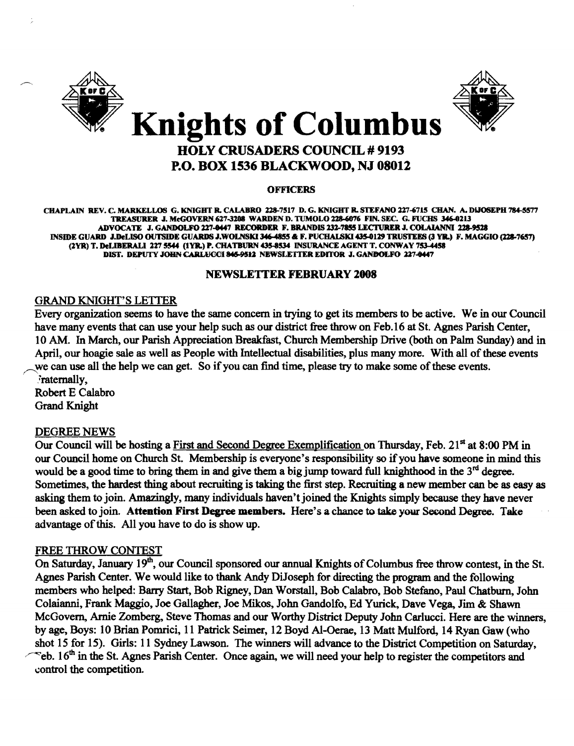# Knights of Columbus

## HOLY CRUSADERS COUNCIL # 9193

## P.O. BOX 1536 BLACKWOOD, NJ 08012

**OFFICERS**

CHAPLAIN REV. C. MARKELLOS G. KNIGHT R. CALABRO 228-7517 D. G. KNIGHT R. STEFANO 227-6715 CHAN. A. DIJOSEPH 784-5577 TREASURER J. McGOVERN 627-3208 WARDEN D. TUMOLO 228-6076 FIN. SEC. G. FUCHS 346-0213 ADVOCATE J. GANDOLFO 227-0447 RECORDER F. BRANDIS 232-7855 LECTURER J. COLAIANNI 228-9528 INSIDE GUARD J.DeLISO OUTSIDE GUARDS J.WOLNSKI 346-4855 & F. PUCHALSKI 435-0129 TRUSTEES (3 YR.) F. MAGGIO (228-7657) (2YR) T. DeLIBERALI 227 5544 (1YR.) P. CHATBURN 435-8534 INSURANCE AGENT T. CONWAY 753-4458 DIST. DEPUTY JOHN CARLUCCI 845-9512 NEWSLETTER EDITOR J. GANDOLFO 227-0447

**NEWSLETTER FEBRUARY 2008**

GRAND KNIGHT'S LETTER

Every organization seems to have the same concern in trying to get its members to be active. We in our Council have many events that can use your help such as our district free throw on Feb.16 at St. Agnes Parish Center, 10 AM. In March, our Parish Appreciation Breakfast, Church Membership Drive (both on Palm Sunday) and in April, our hoagie sale as well as People with Intellectual disabilities, plus many more. With all of these events we can use all the help we can get. So if you can find time, please try to make some of these events.

Fraternally,
Robert E Calabro
Grand Knight

DEGREE NEWS

Our Council will be hosting a First and Second Degree Exemplification on Thursday, Feb. 21st at 8:00 PM in our Council home on Church St. Membership is everyone's responsibility so if you have someone in mind this would be a good time to bring them in and give them a big jump toward full knighthood in the 3rd degree. Sometimes, the hardest thing about recruiting is taking the first step. Recruiting a new member can be as easy as asking them to join. Amazingly, many individuals haven't joined the Knights simply because they have never been asked to join. **Attention First Degree members.** Here's a chance to take your Second Degree. Take advantage of this. All you have to do is show up.

FREE THROW CONTEST

On Saturday, January 19th, our Council sponsored our annual Knights of Columbus free throw contest, in the St. Agnes Parish Center. We would like to thank Andy DiJoseph for directing the program and the following members who helped: Barry Start, Bob Rigney, Dan Worstall, Bob Calabro, Bob Stefano, Paul Chatburn, John Colaianni, Frank Maggio, Joe Gallagher, Joe Mikos, John Gandolfo, Ed Yurick, Dave Vega, Jim & Shawn McGovern, Arnie Zomberg, Steve Thomas and our Worthy District Deputy John Carlucci. Here are the winners, by age, Boys: 10 Brian Pomrici, 11 Patrick Seimer, 12 Boyd Al-Oerae, 13 Matt Mulford, 14 Ryan Gaw (who shot 15 for 15). Girls: 11 Sydney Lawson. The winners will advance to the District Competition on Saturday, Feb. 16th in the St. Agnes Parish Center. Once again, we will need your help to register the competitors and control the competition.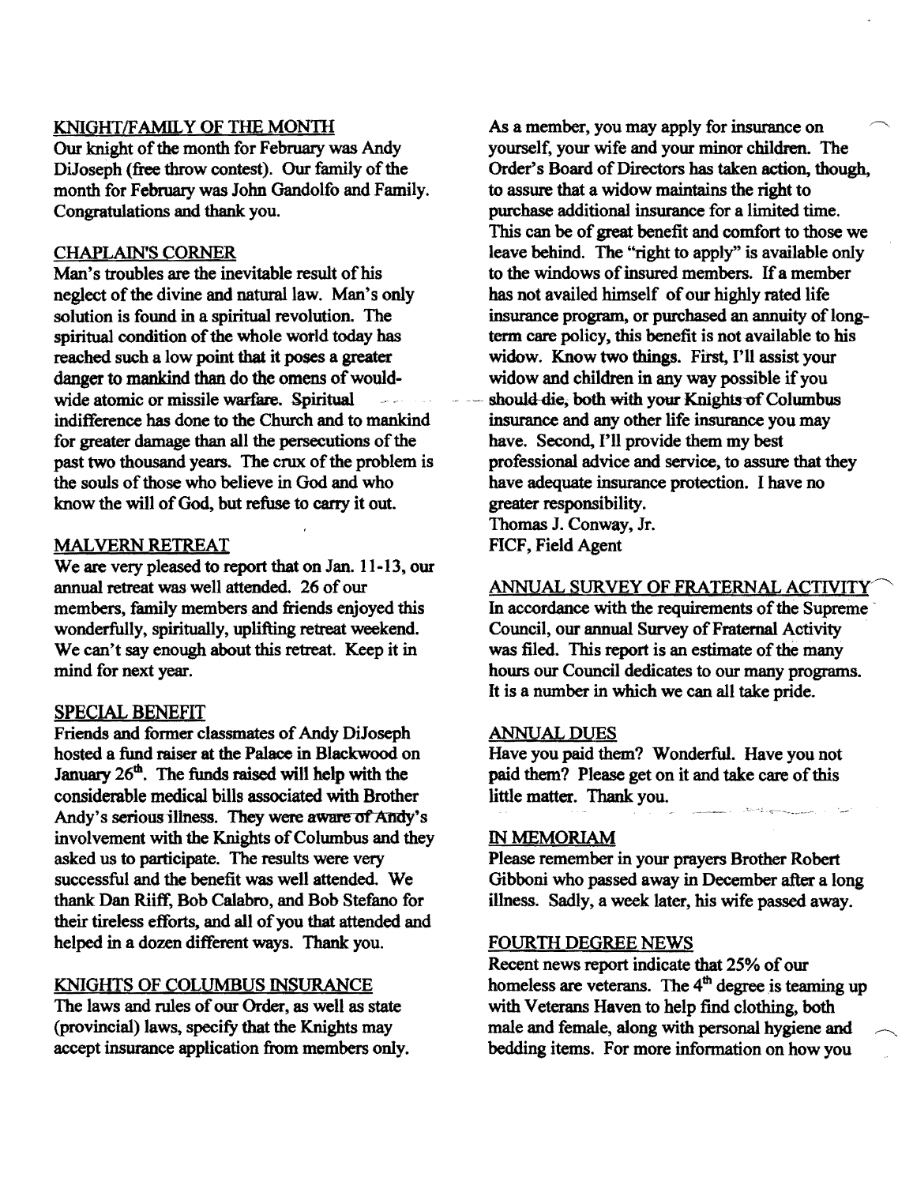## KNIGHT/FAMILY OF THE MONTH

Our knight of the month for February was Andy DiJoseph (free throw contest). Our family of the month for February was John Gandolfo and Family. Congratulations and thank you.

## CHAPLAIN'S CORNER

Man's troubles are the inevitable result of his neglect of the divine and natural law. Man's only solution is found in a spiritual revolution. The spiritual condition of the whole world today has reached such a low point that it poses a greater danger to mankind than do the omens of would-wide atomic or missile warfare. Spiritual indifference has done to the Church and to mankind for greater damage than all the persecutions of the past two thousand years. The crux of the problem is the souls of those who believe in God and who know the will of God, but refuse to carry it out.

## MALVERN RETREAT

We are very pleased to report that on Jan. 11-13, our annual retreat was well attended. 26 of our members, family members and friends enjoyed this wonderfully, spiritually, uplifting retreat weekend. We can't say enough about this retreat. Keep it in mind for next year.

## SPECIAL BENEFIT

Friends and former classmates of Andy DiJoseph hosted a fund raiser at the Palace in Blackwood on January 26th. The funds raised will help with the considerable medical bills associated with Brother Andy's serious illness. They were aware of Andy's involvement with the Knights of Columbus and they asked us to participate. The results were very successful and the benefit was well attended. We thank Dan Riiff, Bob Calabro, and Bob Stefano for their tireless efforts, and all of you that attended and helped in a dozen different ways. Thank you.

## KNIGHTS OF COLUMBUS INSURANCE

The laws and rules of our Order, as well as state (provincial) laws, specify that the Knights may accept insurance application from members only. As a member, you may apply for insurance on yourself, your wife and your minor children. The Order's Board of Directors has taken action, though, to assure that a widow maintains the right to purchase additional insurance for a limited time. This can be of great benefit and comfort to those we leave behind. The "right to apply" is available only to the windows of insured members. If a member has not availed himself of our highly rated life insurance program, or purchased an annuity of long-term care policy, this benefit is not available to his widow. Know two things. First, I'll assist your widow and children in any way possible if you should die, both with your Knights of Columbus insurance and any other life insurance you may have. Second, I'll provide them my best professional advice and service, to assure that they have adequate insurance protection. I have no greater responsibility.

Thomas J. Conway, Jr.
FICF, Field Agent

## ANNUAL SURVEY OF FRATERNAL ACTIVITY

In accordance with the requirements of the Supreme Council, our annual Survey of Fraternal Activity was filed. This report is an estimate of the many hours our Council dedicates to our many programs. It is a number in which we can all take pride.

## ANNUAL DUES

Have you paid them? Wonderful. Have you not paid them? Please get on it and take care of this little matter. Thank you.

## IN MEMORIAM

Please remember in your prayers Brother Robert Gibboni who passed away in December after a long illness. Sadly, a week later, his wife passed away.

## FOURTH DEGREE NEWS

Recent news report indicate that 25% of our homeless are veterans. The 4th degree is teaming up with Veterans Haven to help find clothing, both male and female, along with personal hygiene and bedding items. For more information on how you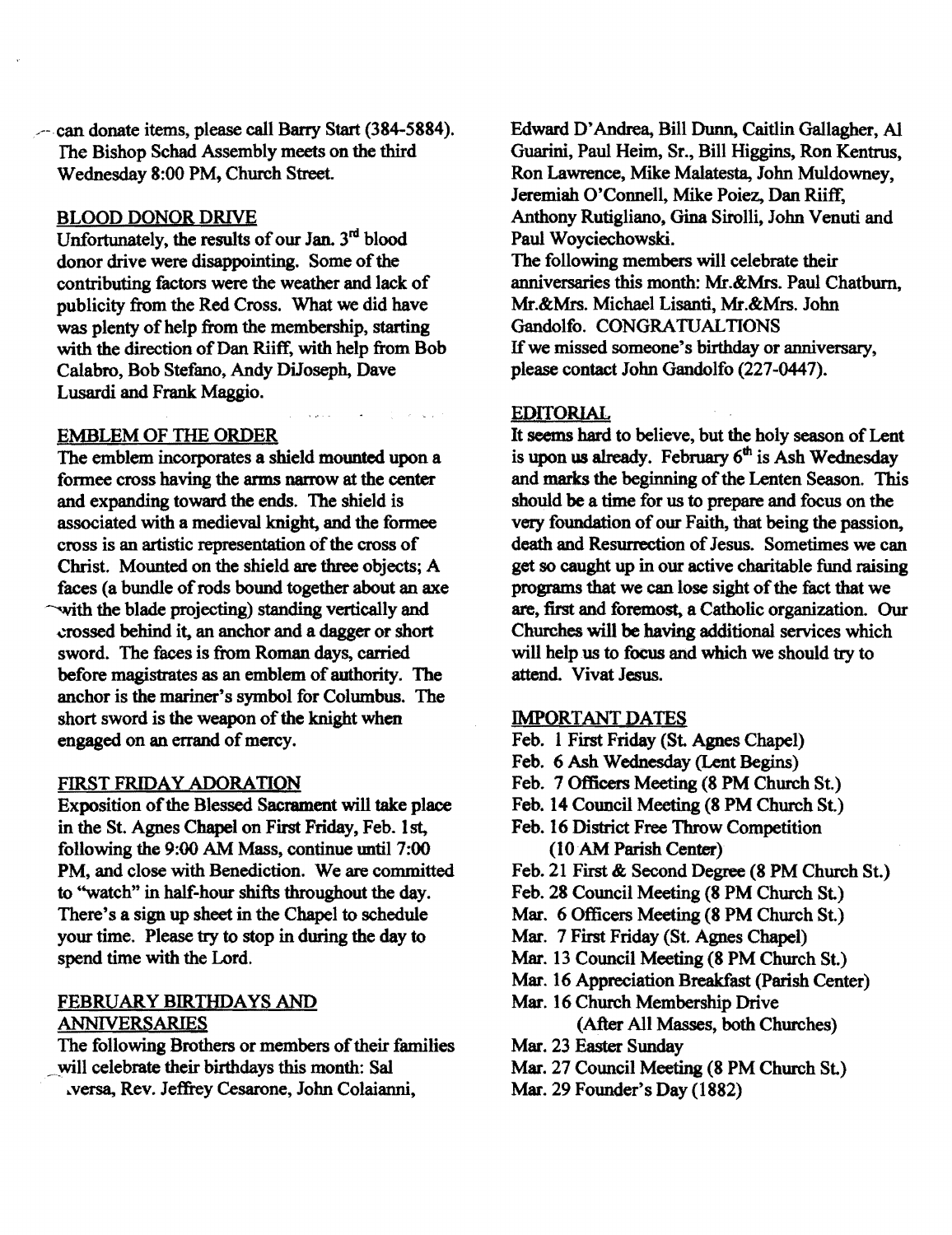can donate items, please call Barry Start (384-5884). The Bishop Schad Assembly meets on the third Wednesday 8:00 PM, Church Street.

## BLOOD DONOR DRIVE

Unfortunately, the results of our Jan. 3rd blood donor drive were disappointing. Some of the contributing factors were the weather and lack of publicity from the Red Cross. What we did have was plenty of help from the membership, starting with the direction of Dan Riiff, with help from Bob Calabro, Bob Stefano, Andy DiJoseph, Dave Lusardi and Frank Maggio.

## EMBLEM OF THE ORDER

The emblem incorporates a shield mounted upon a formee cross having the arms narrow at the center and expanding toward the ends. The shield is associated with a medieval knight, and the formee cross is an artistic representation of the cross of Christ. Mounted on the shield are three objects; A faces (a bundle of rods bound together about an axe with the blade projecting) standing vertically and crossed behind it, an anchor and a dagger or short sword. The faces is from Roman days, carried before magistrates as an emblem of authority. The anchor is the mariner's symbol for Columbus. The short sword is the weapon of the knight when engaged on an errand of mercy.

## FIRST FRIDAY ADORATION

Exposition of the Blessed Sacrament will take place in the St. Agnes Chapel on First Friday, Feb. 1st, following the 9:00 AM Mass, continue until 7:00 PM, and close with Benediction. We are committed to "watch" in half-hour shifts throughout the day. There's a sign up sheet in the Chapel to schedule your time. Please try to stop in during the day to spend time with the Lord.

## FEBRUARY BIRTHDAYS AND ANNIVERSARIES

The following Brothers or members of their families will celebrate their birthdays this month: Sal Aversa, Rev. Jeffrey Cesarone, John Colaianni, Edward D'Andrea, Bill Dunn, Caitlin Gallagher, Al Guarini, Paul Heim, Sr., Bill Higgins, Ron Kentrus, Ron Lawrence, Mike Malatesta, John Muldowney, Jeremiah O'Connell, Mike Poiez, Dan Riiff, Anthony Rutigliano, Gina Sirolli, John Venuti and Paul Woyciechowski.

The following members will celebrate their anniversaries this month: Mr.&Mrs. Paul Chatburn, Mr.&Mrs. Michael Lisanti, Mr.&Mrs. John Gandolfo. CONGRATUALTIONS

If we missed someone's birthday or anniversary, please contact John Gandolfo (227-0447).

## EDITORIAL

It seems hard to believe, but the holy season of Lent is upon us already. February 6th is Ash Wednesday and marks the beginning of the Lenten Season. This should be a time for us to prepare and focus on the very foundation of our Faith, that being the passion, death and Resurrection of Jesus. Sometimes we can get so caught up in our active charitable fund raising programs that we can lose sight of the fact that we are, first and foremost, a Catholic organization. Our Churches will be having additional services which will help us to focus and which we should try to attend. Vivat Jesus.

## IMPORTANT DATES

- Feb. 1 First Friday (St. Agnes Chapel)
- Feb. 6 Ash Wednesday (Lent Begins)
- Feb. 7 Officers Meeting (8 PM Church St.)
- Feb. 14 Council Meeting (8 PM Church St.)
- Feb. 16 District Free Throw Competition (10 AM Parish Center)
- Feb. 21 First & Second Degree (8 PM Church St.)
- Feb. 28 Council Meeting (8 PM Church St.)
- Mar. 6 Officers Meeting (8 PM Church St.)
- Mar. 7 First Friday (St. Agnes Chapel)
- Mar. 13 Council Meeting (8 PM Church St.)
- Mar. 16 Appreciation Breakfast (Parish Center)
- Mar. 16 Church Membership Drive (After All Masses, both Churches)
- Mar. 23 Easter Sunday
- Mar. 27 Council Meeting (8 PM Church St.)
- Mar. 29 Founder's Day (1882)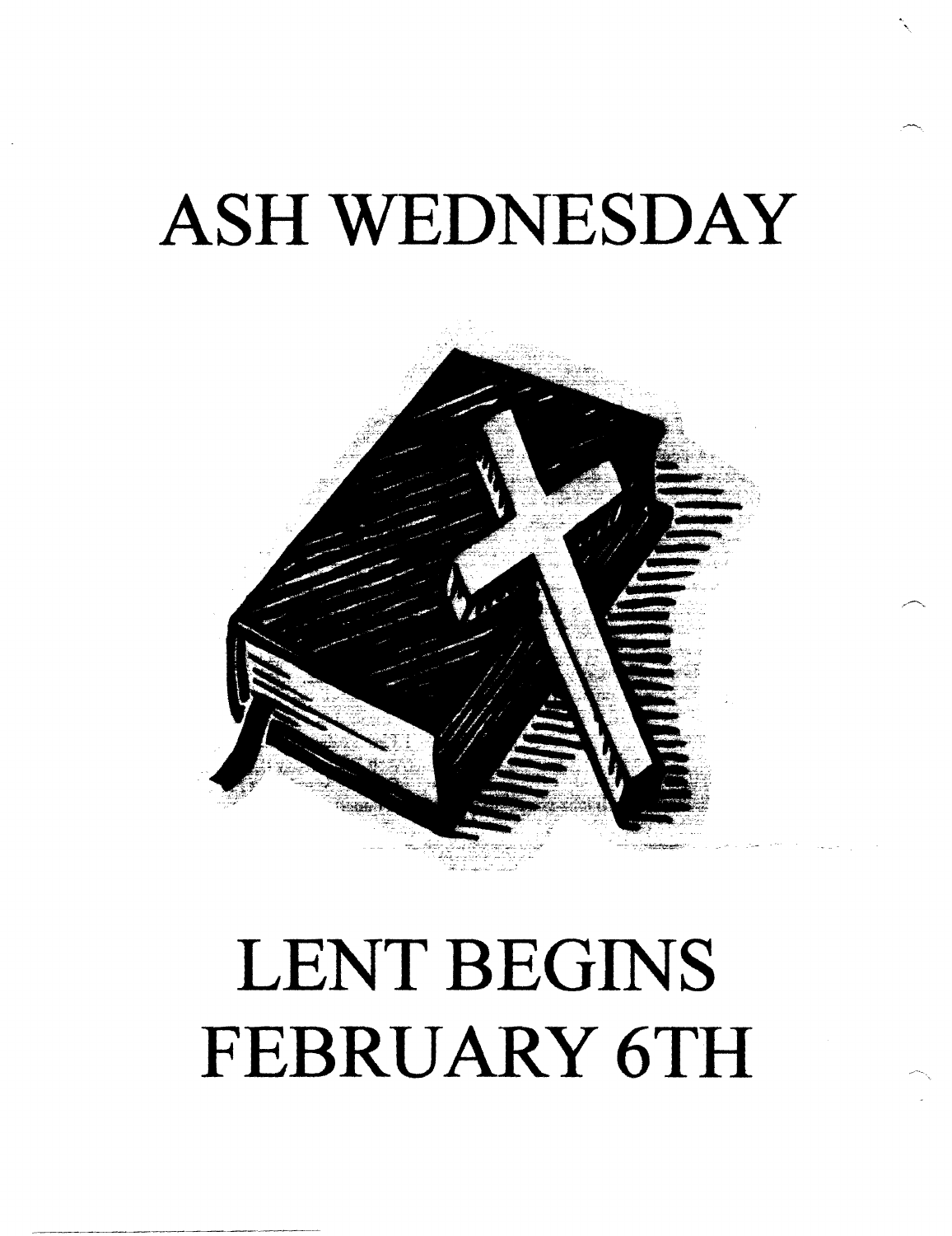# ASH WEDNESDAY

# LENT BEGINS FEBRUARY 6TH